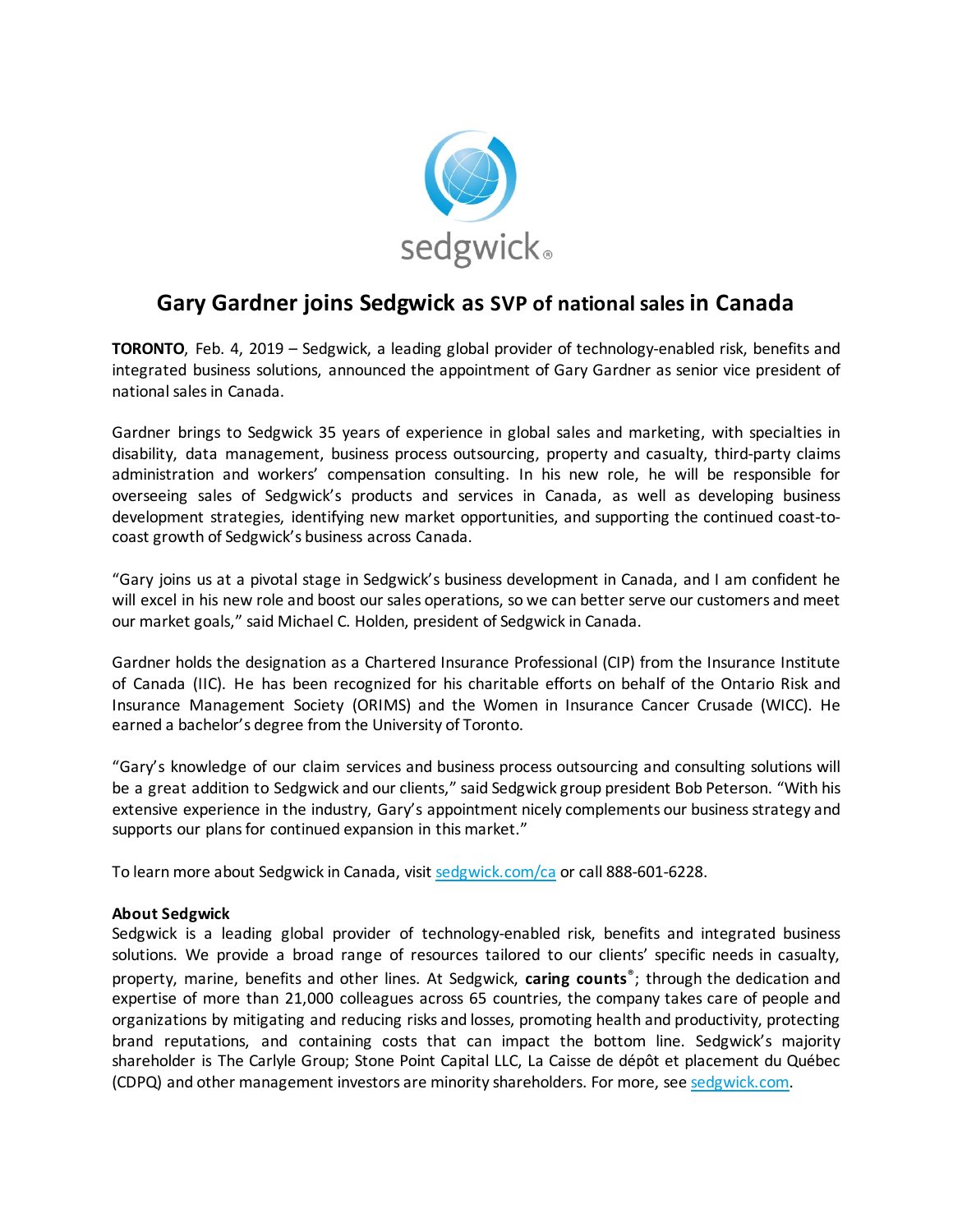# Gary Gardner joins Sedgwick as SVP of national sales in Canada

**TORONTO**, Feb. 4, 2019 – Sedgwick, a leading global provider of technology-enabled risk, benefits and integrated business solutions, announced the appointment of Gary Gardner as senior vice president of national sales in Canada.

Gardner brings to Sedgwick 35 years of experience in global sales and marketing, with specialties in disability, data management, business process outsourcing, property and casualty, third-party claims administration and workers' compensation consulting. In his new role, he will be responsible for overseeing sales of Sedgwick's products and services in Canada, as well as developing business development strategies, identifying new market opportunities, and supporting the continued coast-to-coast growth of Sedgwick's business across Canada.

"Gary joins us at a pivotal stage in Sedgwick's business development in Canada, and I am confident he will excel in his new role and boost our sales operations, so we can better serve our customers and meet our market goals," said Michael C. Holden, president of Sedgwick in Canada.

Gardner holds the designation as a Chartered Insurance Professional (CIP) from the Insurance Institute of Canada (IIC). He has been recognized for his charitable efforts on behalf of the Ontario Risk and Insurance Management Society (ORIMS) and the Women in Insurance Cancer Crusade (WICC). He earned a bachelor's degree from the University of Toronto.

"Gary's knowledge of our claim services and business process outsourcing and consulting solutions will be a great addition to Sedgwick and our clients," said Sedgwick group president Bob Peterson. "With his extensive experience in the industry, Gary's appointment nicely complements our business strategy and supports our plans for continued expansion in this market."

To learn more about Sedgwick in Canada, visit [sedgwick.com/ca](sedgwick.com/ca) or call 888-601-6228.

**About Sedgwick**
Sedgwick is a leading global provider of technology-enabled risk, benefits and integrated business solutions. We provide a broad range of resources tailored to our clients' specific needs in casualty, property, marine, benefits and other lines. At Sedgwick, **caring counts**®; through the dedication and expertise of more than 21,000 colleagues across 65 countries, the company takes care of people and organizations by mitigating and reducing risks and losses, promoting health and productivity, protecting brand reputations, and containing costs that can impact the bottom line. Sedgwick's majority shareholder is The Carlyle Group; Stone Point Capital LLC, La Caisse de dépôt et placement du Québec (CDPQ) and other management investors are minority shareholders. For more, see [sedgwick.com](sedgwick.com).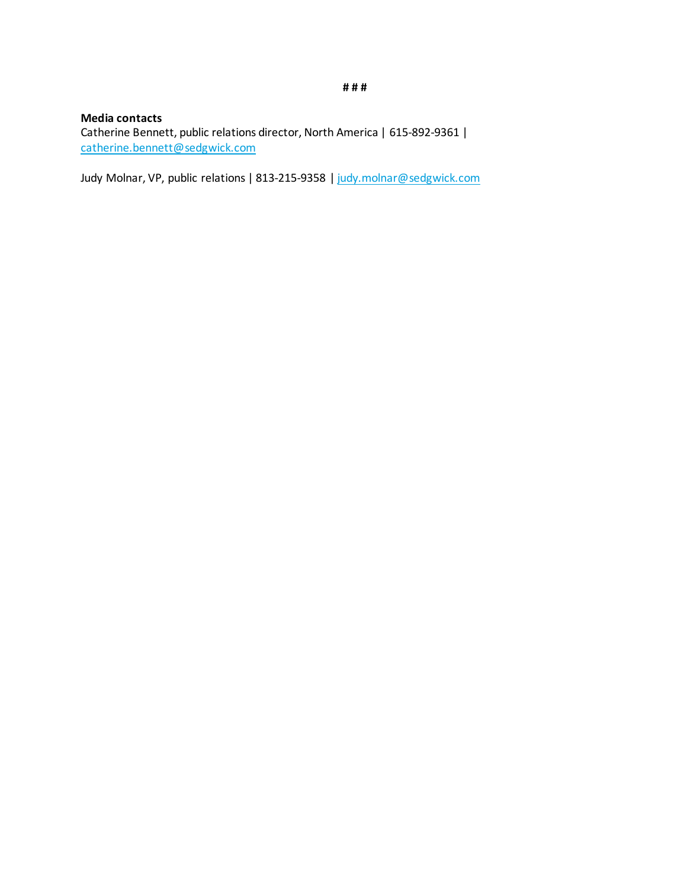# # #

**Media contacts**
Catherine Bennett, public relations director, North America | 615-892-9361 | catherine.bennett@sedgwick.com

Judy Molnar, VP, public relations | 813-215-9358 | judy.molnar@sedgwick.com